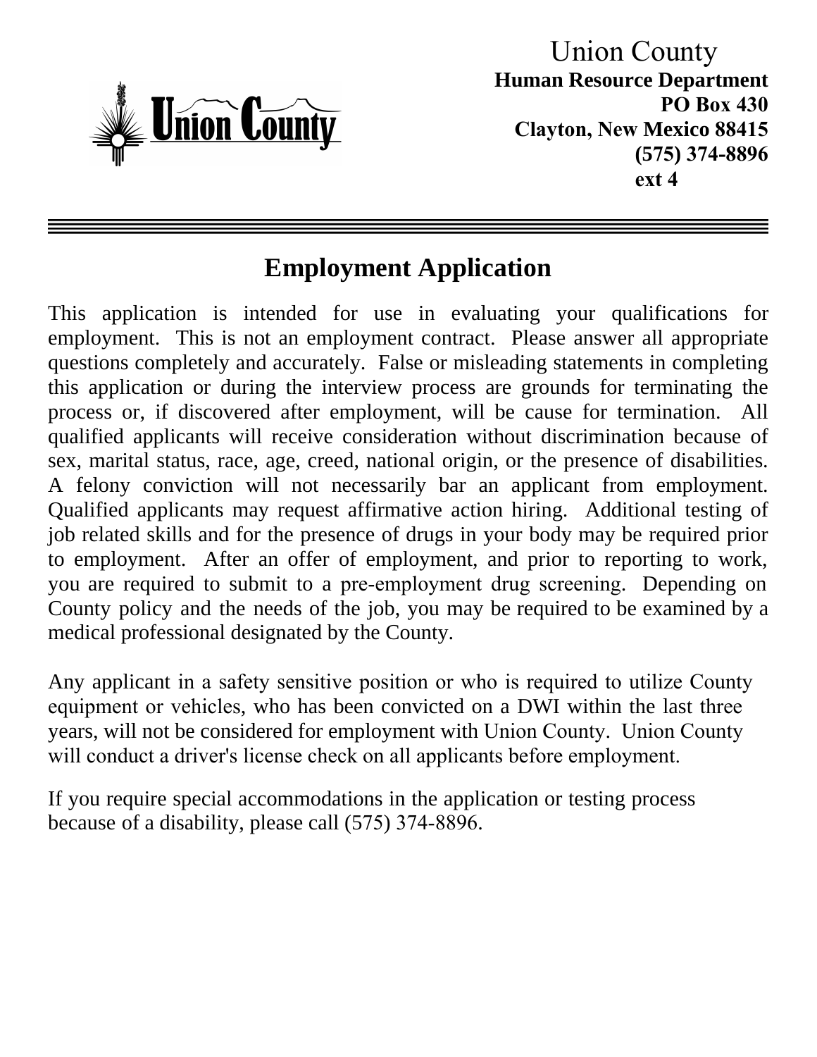Union County

**Human Resource Department**
**PO Box 430**
**Clayton, New Mexico 88415**
**(575) 374-8896**
**ext 4**

# Employment Application

This application is intended for use in evaluating your qualifications for employment. This is not an employment contract. Please answer all appropriate questions completely and accurately. False or misleading statements in completing this application or during the interview process are grounds for terminating the process or, if discovered after employment, will be cause for termination. All qualified applicants will receive consideration without discrimination because of sex, marital status, race, age, creed, national origin, or the presence of disabilities. A felony conviction will not necessarily bar an applicant from employment. Qualified applicants may request affirmative action hiring. Additional testing of job related skills and for the presence of drugs in your body may be required prior to employment. After an offer of employment, and prior to reporting to work, you are required to submit to a pre-employment drug screening. Depending on County policy and the needs of the job, you may be required to be examined by a medical professional designated by the County.

Any applicant in a safety sensitive position or who is required to utilize County equipment or vehicles, who has been convicted on a DWI within the last three years, will not be considered for employment with Union County. Union County will conduct a driver's license check on all applicants before employment.

If you require special accommodations in the application or testing process because of a disability, please call (575) 374-8896.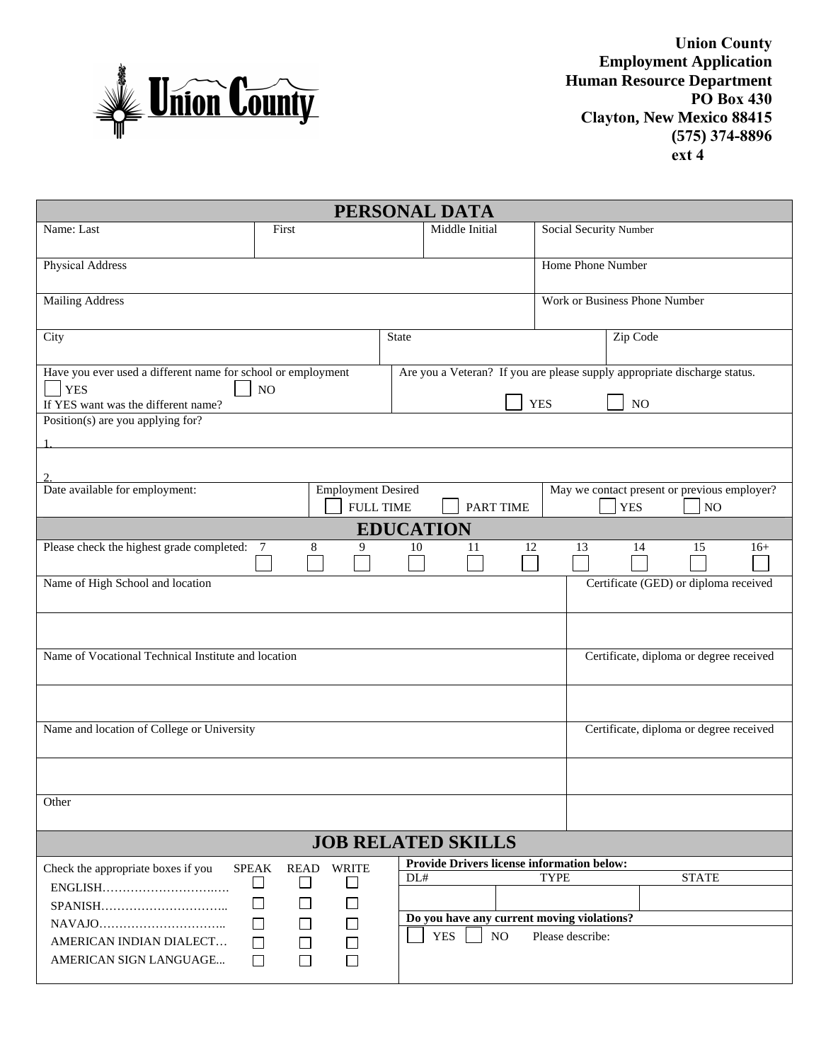Union County
Employment Application
Human Resource Department
PO Box 430
Clayton, New Mexico 88415
(575) 374-8896
ext 4

## PERSONAL DATA

| Name: Last | First | Middle Initial | Social Security Number |
|---|---|---|---|
| | | | |

| Physical Address | Home Phone Number |
|---|---|
| Mailing Address | Work or Business Phone Number |

| City | State | Zip Code |
|---|---|---|
| | | |

| Have you ever used a different name for school or employment ☐ YES ☐ NO If YES want was the different name? | Are you a Veteran? If you are please supply appropriate discharge status. ☐ YES ☐ NO |
|---|---|

Position(s) are you applying for?

1.

2.

| Date available for employment: | Employment Desired ☐ FULL TIME ☐ PART TIME | May we contact present or previous employer? ☐ YES ☐ NO |
|---|---|---|

## EDUCATION

| Please check the highest grade completed: | 7 | 8 | 9 | 10 | 11 | 12 | 13 | 14 | 15 | 16+ |
|---|---|---|---|---|---|---|---|---|---|---|
| | ☐ | ☐ | ☐ | ☐ | ☐ | ☐ | ☐ | ☐ | ☐ | ☐ |

| Name of High School and location | Certificate (GED) or diploma received |
|---|---|
| | |
| **Name of Vocational Technical Institute and location** | **Certificate, diploma or degree received** |
| | |
| **Name and location of College or University** | **Certificate, diploma or degree received** |
| | |
| **Other** | |

## JOB RELATED SKILLS

| Check the appropriate boxes if you | SPEAK | READ | WRITE |
|---|---|---|---|
| ENGLISH…………………………. | ☐ | ☐ | ☐ |
| SPANISH………………………….. | ☐ | ☐ | ☐ |
| NAVAJO………………………….. | ☐ | ☐ | ☐ |
| AMERICAN INDIAN DIALECT… | ☐ | ☐ | ☐ |
| AMERICAN SIGN LANGUAGE... | ☐ | ☐ | ☐ |

**Provide Drivers license information below:**

| DL# | TYPE | STATE |
|---|---|---|
| | | |

**Do you have any current moving violations?**

☐ YES ☐ NO Please describe: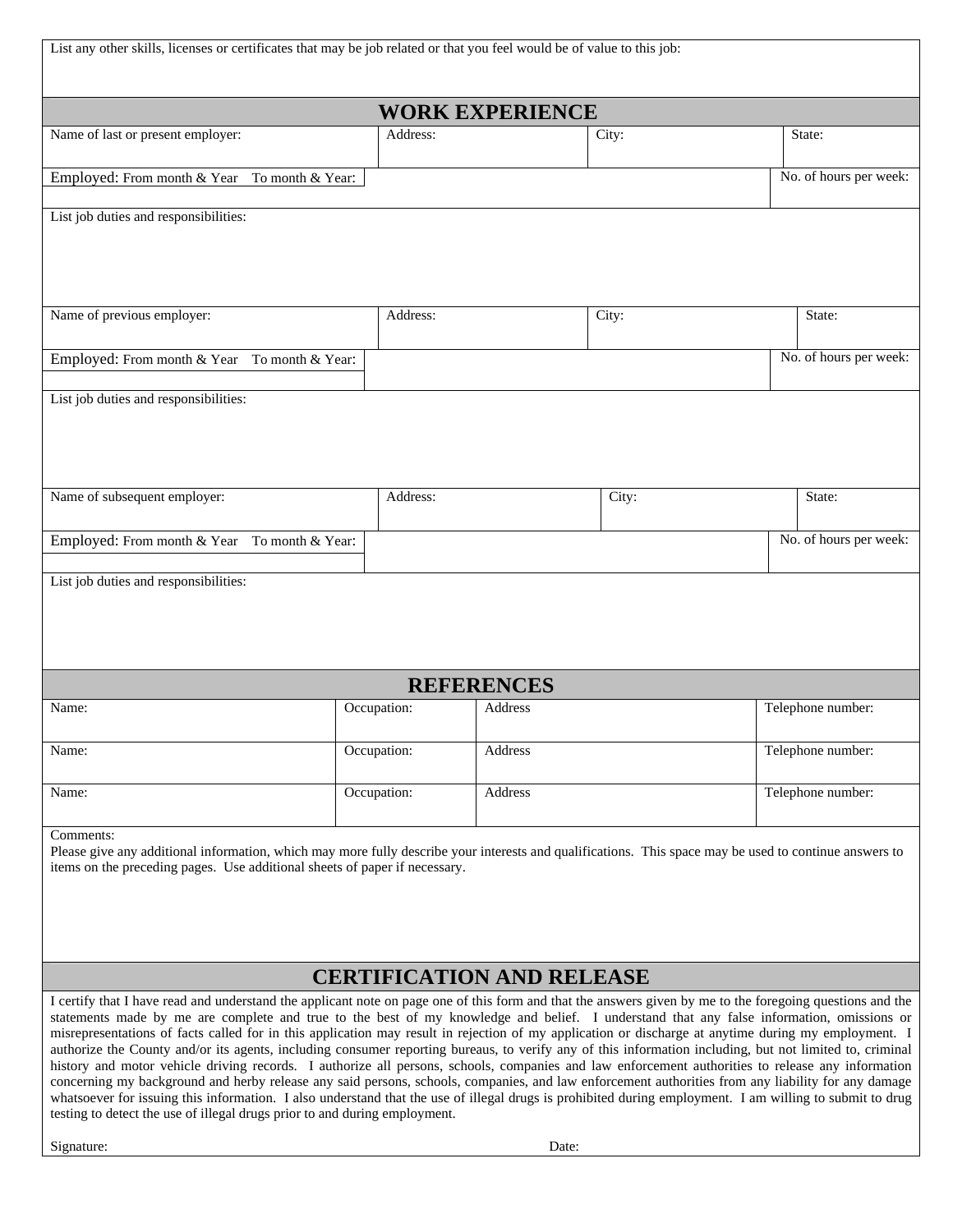List any other skills, licenses or certificates that may be job related or that you feel would be of value to this job:

## WORK EXPERIENCE

| Name of last or present employer: | Address: | City: | State: |
|---|---|---|---|
| Employed: From month & Year To month & Year: | | | No. of hours per week: |
| List job duties and responsibilities: | | | |

| Name of previous employer: | Address: | City: | State: |
|---|---|---|---|
| Employed: From month & Year To month & Year: | | | No. of hours per week: |
| List job duties and responsibilities: | | | |

| Name of subsequent employer: | Address: | City: | State: |
|---|---|---|---|
| Employed: From month & Year To month & Year: | | | No. of hours per week: |
| List job duties and responsibilities: | | | |

## REFERENCES

| Name: | Occupation: | Address | Telephone number: |
|---|---|---|---|
| Name: | Occupation: | Address | Telephone number: |
| Name: | Occupation: | Address | Telephone number: |

Comments:
Please give any additional information, which may more fully describe your interests and qualifications. This space may be used to continue answers to items on the preceding pages. Use additional sheets of paper if necessary.

## CERTIFICATION AND RELEASE

I certify that I have read and understand the applicant note on page one of this form and that the answers given by me to the foregoing questions and the statements made by me are complete and true to the best of my knowledge and belief. I understand that any false information, omissions or misrepresentations of facts called for in this application may result in rejection of my application or discharge at anytime during my employment. I authorize the County and/or its agents, including consumer reporting bureaus, to verify any of this information including, but not limited to, criminal history and motor vehicle driving records. I authorize all persons, schools, companies and law enforcement authorities to release any information concerning my background and herby release any said persons, schools, companies, and law enforcement authorities from any liability for any damage whatsoever for issuing this information. I also understand that the use of illegal drugs is prohibited during employment. I am willing to submit to drug testing to detect the use of illegal drugs prior to and during employment.

Signature: Date: